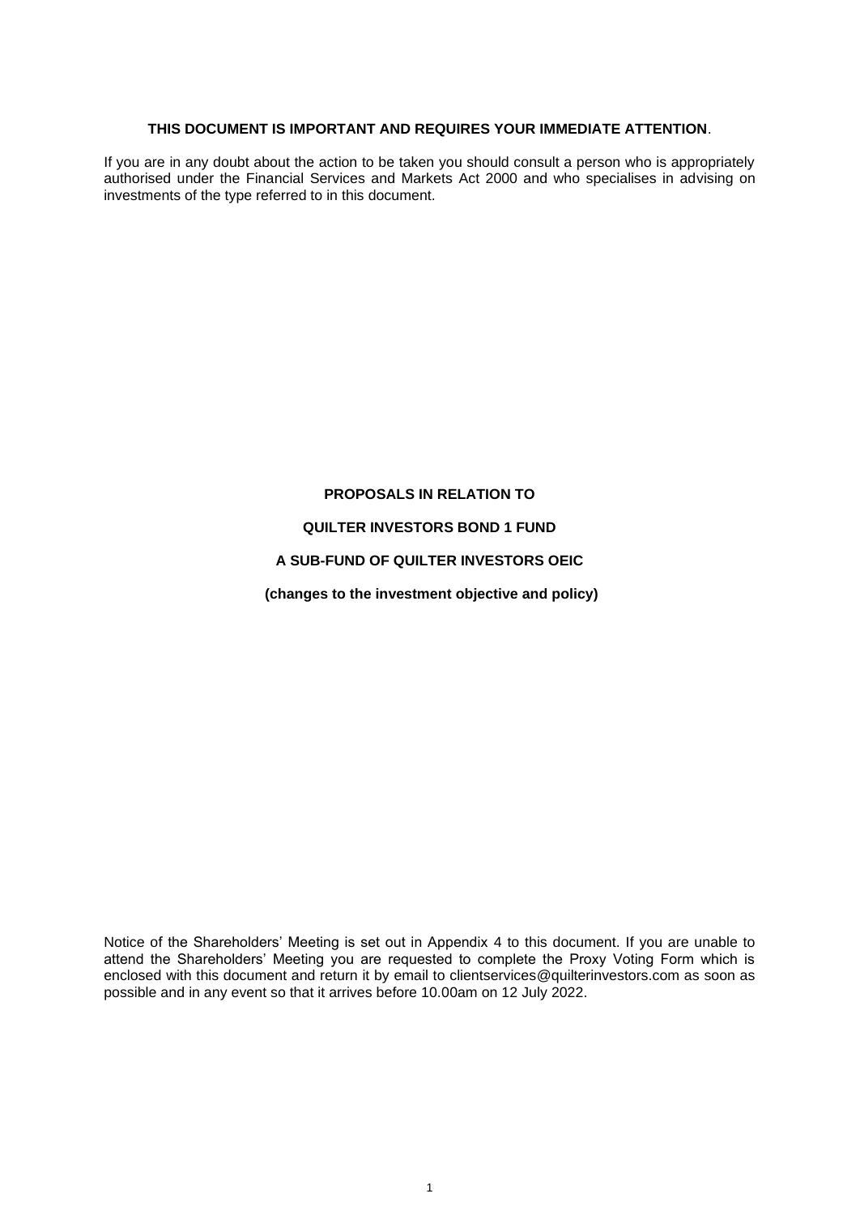**THIS DOCUMENT IS IMPORTANT AND REQUIRES YOUR IMMEDIATE ATTENTION**.

If you are in any doubt about the action to be taken you should consult a person who is appropriately authorised under the Financial Services and Markets Act 2000 and who specialises in advising on investments of the type referred to in this document.

**PROPOSALS IN RELATION TO**

**QUILTER INVESTORS BOND 1 FUND**

**A SUB-FUND OF QUILTER INVESTORS OEIC**

**(changes to the investment objective and policy)**

Notice of the Shareholders' Meeting is set out in Appendix 4 to this document. If you are unable to attend the Shareholders' Meeting you are requested to complete the Proxy Voting Form which is enclosed with this document and return it by email to clientservices@quilterinvestors.com as soon as possible and in any event so that it arrives before 10.00am on 12 July 2022.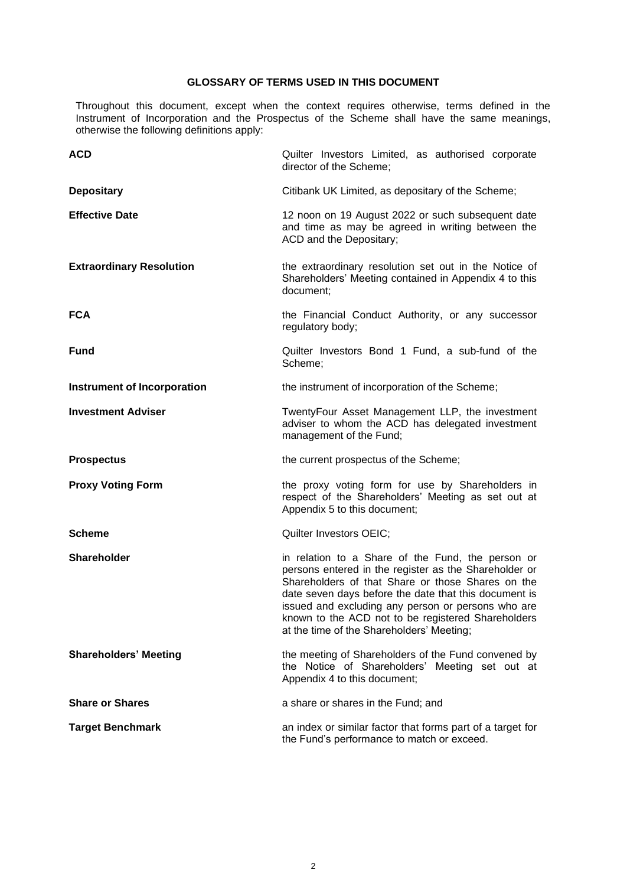## GLOSSARY OF TERMS USED IN THIS DOCUMENT

Throughout this document, except when the context requires otherwise, terms defined in the Instrument of Incorporation and the Prospectus of the Scheme shall have the same meanings, otherwise the following definitions apply:

| | |
|---|---|
| **ACD** | Quilter Investors Limited, as authorised corporate director of the Scheme; |
| **Depositary** | Citibank UK Limited, as depositary of the Scheme; |
| **Effective Date** | 12 noon on 19 August 2022 or such subsequent date and time as may be agreed in writing between the ACD and the Depositary; |
| **Extraordinary Resolution** | the extraordinary resolution set out in the Notice of Shareholders' Meeting contained in Appendix 4 to this document; |
| **FCA** | the Financial Conduct Authority, or any successor regulatory body; |
| **Fund** | Quilter Investors Bond 1 Fund, a sub-fund of the Scheme; |
| **Instrument of Incorporation** | the instrument of incorporation of the Scheme; |
| **Investment Adviser** | TwentyFour Asset Management LLP, the investment adviser to whom the ACD has delegated investment management of the Fund; |
| **Prospectus** | the current prospectus of the Scheme; |
| **Proxy Voting Form** | the proxy voting form for use by Shareholders in respect of the Shareholders' Meeting as set out at Appendix 5 to this document; |
| **Scheme** | Quilter Investors OEIC; |
| **Shareholder** | in relation to a Share of the Fund, the person or persons entered in the register as the Shareholder or Shareholders of that Share or those Shares on the date seven days before the date that this document is issued and excluding any person or persons who are known to the ACD not to be registered Shareholders at the time of the Shareholders' Meeting; |
| **Shareholders' Meeting** | the meeting of Shareholders of the Fund convened by the Notice of Shareholders' Meeting set out at Appendix 4 to this document; |
| **Share or Shares** | a share or shares in the Fund; and |
| **Target Benchmark** | an index or similar factor that forms part of a target for the Fund's performance to match or exceed. |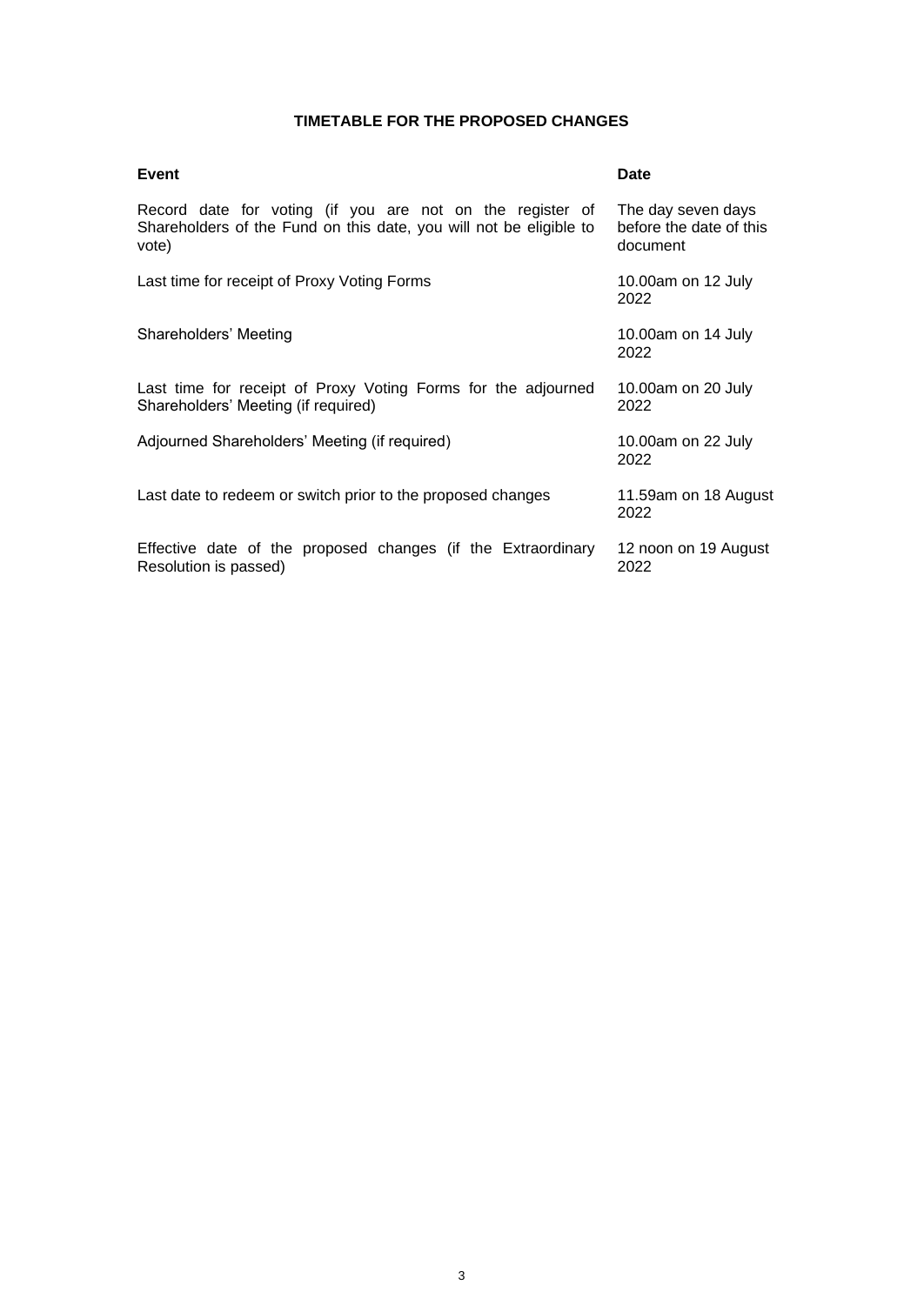# TIMETABLE FOR THE PROPOSED CHANGES

| Event | Date |
| --- | --- |
| Record date for voting (if you are not on the register of Shareholders of the Fund on this date, you will not be eligible to vote) | The day seven days before the date of this document |
| Last time for receipt of Proxy Voting Forms | 10.00am on 12 July 2022 |
| Shareholders' Meeting | 10.00am on 14 July 2022 |
| Last time for receipt of Proxy Voting Forms for the adjourned Shareholders' Meeting (if required) | 10.00am on 20 July 2022 |
| Adjourned Shareholders' Meeting (if required) | 10.00am on 22 July 2022 |
| Last date to redeem or switch prior to the proposed changes | 11.59am on 18 August 2022 |
| Effective date of the proposed changes (if the Extraordinary Resolution is passed) | 12 noon on 19 August 2022 |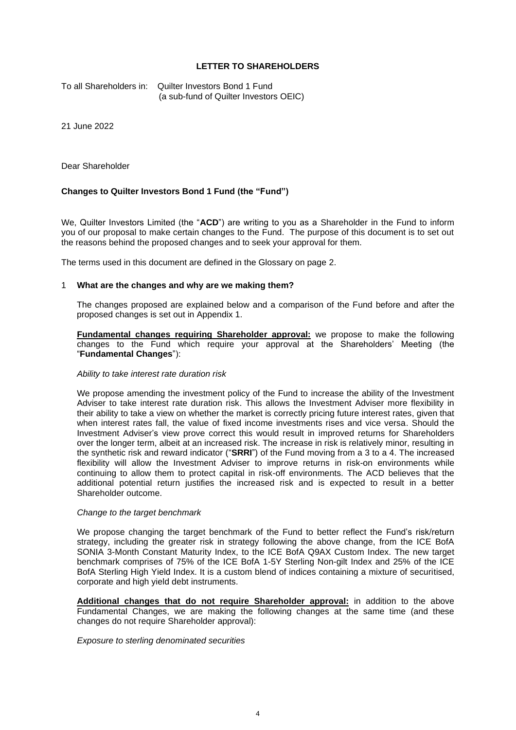**LETTER TO SHAREHOLDERS**

To all Shareholders in: Quilter Investors Bond 1 Fund
(a sub-fund of Quilter Investors OEIC)

21 June 2022

Dear Shareholder

**Changes to Quilter Investors Bond 1 Fund (the "Fund")**

We, Quilter Investors Limited (the "**ACD**") are writing to you as a Shareholder in the Fund to inform you of our proposal to make certain changes to the Fund. The purpose of this document is to set out the reasons behind the proposed changes and to seek your approval for them.

The terms used in this document are defined in the Glossary on page 2.

## 1 What are the changes and why are we making them?

The changes proposed are explained below and a comparison of the Fund before and after the proposed changes is set out in Appendix 1.

**Fundamental changes requiring Shareholder approval:** we propose to make the following changes to the Fund which require your approval at the Shareholders' Meeting (the "**Fundamental Changes**"):

*Ability to take interest rate duration risk*

We propose amending the investment policy of the Fund to increase the ability of the Investment Adviser to take interest rate duration risk. This allows the Investment Adviser more flexibility in their ability to take a view on whether the market is correctly pricing future interest rates, given that when interest rates fall, the value of fixed income investments rises and vice versa. Should the Investment Adviser's view prove correct this would result in improved returns for Shareholders over the longer term, albeit at an increased risk. The increase in risk is relatively minor, resulting in the synthetic risk and reward indicator ("**SRRI**") of the Fund moving from a 3 to a 4. The increased flexibility will allow the Investment Adviser to improve returns in risk-on environments while continuing to allow them to protect capital in risk-off environments. The ACD believes that the additional potential return justifies the increased risk and is expected to result in a better Shareholder outcome.

*Change to the target benchmark*

We propose changing the target benchmark of the Fund to better reflect the Fund's risk/return strategy, including the greater risk in strategy following the above change, from the ICE BofA SONIA 3-Month Constant Maturity Index, to the ICE BofA Q9AX Custom Index. The new target benchmark comprises of 75% of the ICE BofA 1-5Y Sterling Non-gilt Index and 25% of the ICE BofA Sterling High Yield Index. It is a custom blend of indices containing a mixture of securitised, corporate and high yield debt instruments.

**Additional changes that do not require Shareholder approval:** in addition to the above Fundamental Changes, we are making the following changes at the same time (and these changes do not require Shareholder approval):

*Exposure to sterling denominated securities*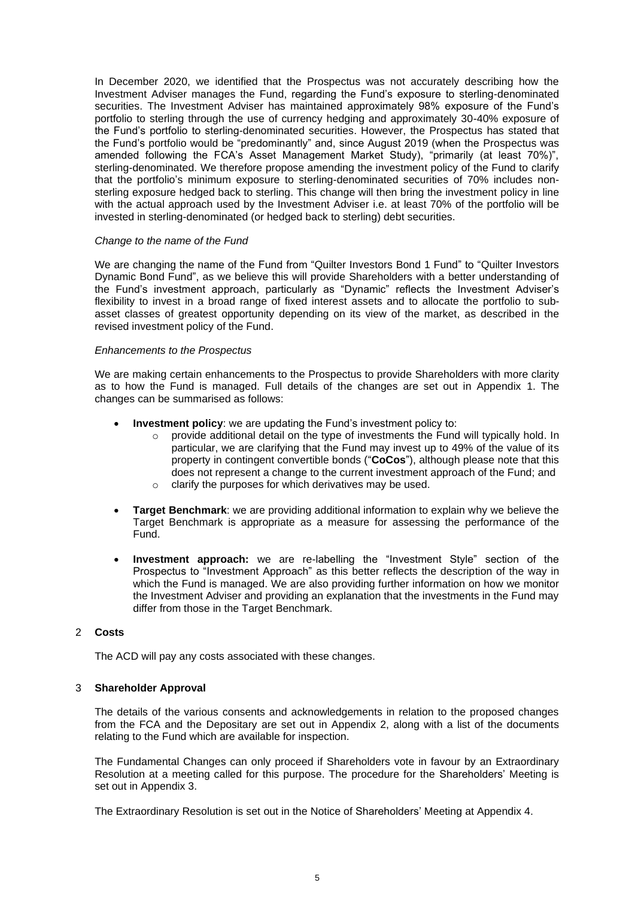In December 2020, we identified that the Prospectus was not accurately describing how the Investment Adviser manages the Fund, regarding the Fund's exposure to sterling-denominated securities. The Investment Adviser has maintained approximately 98% exposure of the Fund's portfolio to sterling through the use of currency hedging and approximately 30-40% exposure of the Fund's portfolio to sterling-denominated securities. However, the Prospectus has stated that the Fund's portfolio would be "predominantly" and, since August 2019 (when the Prospectus was amended following the FCA's Asset Management Market Study), "primarily (at least 70%)", sterling-denominated. We therefore propose amending the investment policy of the Fund to clarify that the portfolio's minimum exposure to sterling-denominated securities of 70% includes non-sterling exposure hedged back to sterling. This change will then bring the investment policy in line with the actual approach used by the Investment Adviser i.e. at least 70% of the portfolio will be invested in sterling-denominated (or hedged back to sterling) debt securities.

*Change to the name of the Fund*

We are changing the name of the Fund from "Quilter Investors Bond 1 Fund" to "Quilter Investors Dynamic Bond Fund", as we believe this will provide Shareholders with a better understanding of the Fund's investment approach, particularly as "Dynamic" reflects the Investment Adviser's flexibility to invest in a broad range of fixed interest assets and to allocate the portfolio to sub-asset classes of greatest opportunity depending on its view of the market, as described in the revised investment policy of the Fund.

*Enhancements to the Prospectus*

We are making certain enhancements to the Prospectus to provide Shareholders with more clarity as to how the Fund is managed. Full details of the changes are set out in Appendix 1. The changes can be summarised as follows:

- **Investment policy**: we are updating the Fund's investment policy to:
  - provide additional detail on the type of investments the Fund will typically hold. In particular, we are clarifying that the Fund may invest up to 49% of the value of its property in contingent convertible bonds ("**CoCos**"), although please note that this does not represent a change to the current investment approach of the Fund; and
  - clarify the purposes for which derivatives may be used.
- **Target Benchmark**: we are providing additional information to explain why we believe the Target Benchmark is appropriate as a measure for assessing the performance of the Fund.
- **Investment approach:** we are re-labelling the "Investment Style" section of the Prospectus to "Investment Approach" as this better reflects the description of the way in which the Fund is managed. We are also providing further information on how we monitor the Investment Adviser and providing an explanation that the investments in the Fund may differ from those in the Target Benchmark.

## 2 Costs

The ACD will pay any costs associated with these changes.

## 3 Shareholder Approval

The details of the various consents and acknowledgements in relation to the proposed changes from the FCA and the Depositary are set out in Appendix 2, along with a list of the documents relating to the Fund which are available for inspection.

The Fundamental Changes can only proceed if Shareholders vote in favour by an Extraordinary Resolution at a meeting called for this purpose. The procedure for the Shareholders' Meeting is set out in Appendix 3.

The Extraordinary Resolution is set out in the Notice of Shareholders' Meeting at Appendix 4.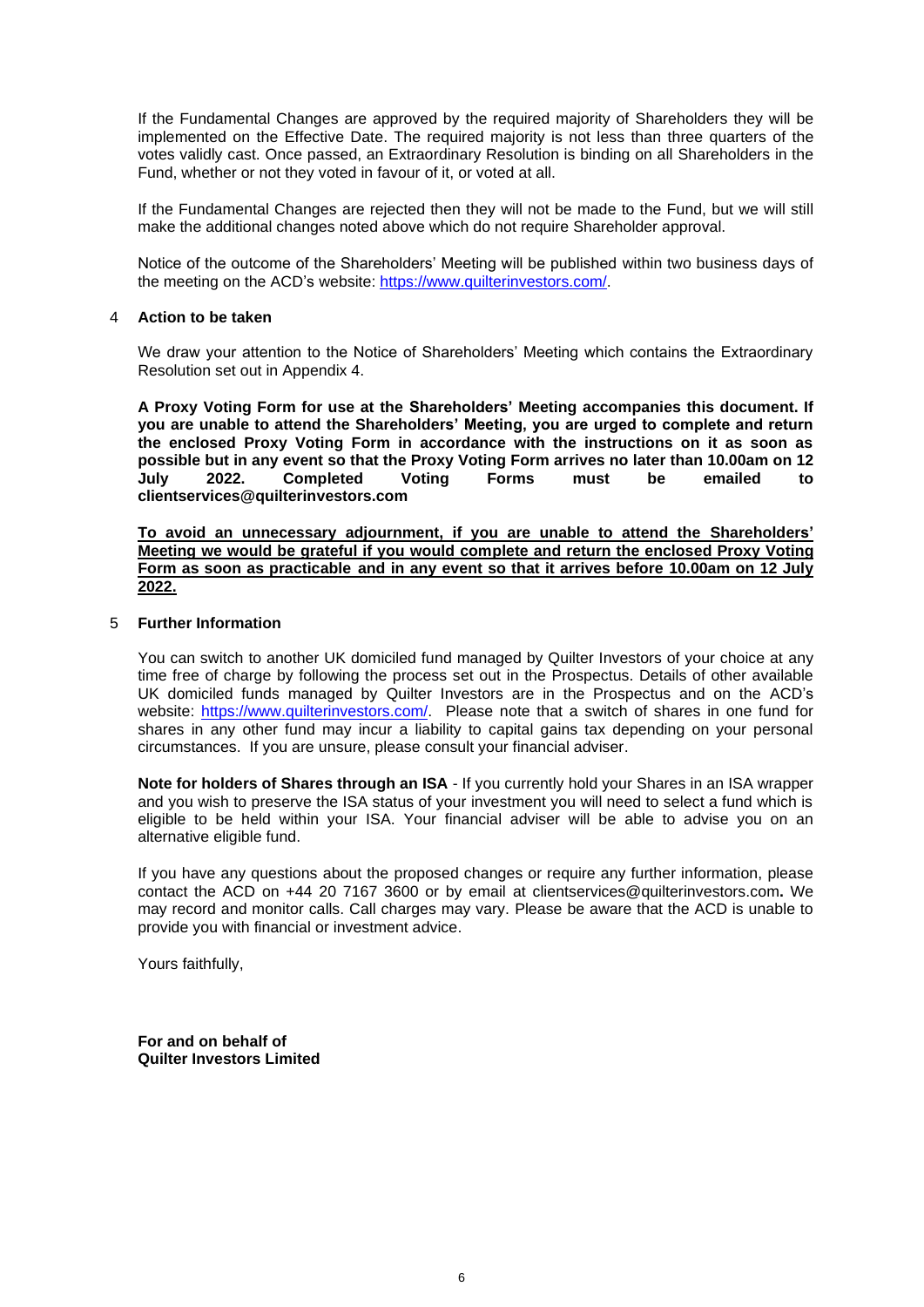If the Fundamental Changes are approved by the required majority of Shareholders they will be implemented on the Effective Date. The required majority is not less than three quarters of the votes validly cast. Once passed, an Extraordinary Resolution is binding on all Shareholders in the Fund, whether or not they voted in favour of it, or voted at all.

If the Fundamental Changes are rejected then they will not be made to the Fund, but we will still make the additional changes noted above which do not require Shareholder approval.

Notice of the outcome of the Shareholders' Meeting will be published within two business days of the meeting on the ACD's website: https://www.quilterinvestors.com/.

## 4 Action to be taken

We draw your attention to the Notice of Shareholders' Meeting which contains the Extraordinary Resolution set out in Appendix 4.

**A Proxy Voting Form for use at the Shareholders' Meeting accompanies this document. If you are unable to attend the Shareholders' Meeting, you are urged to complete and return the enclosed Proxy Voting Form in accordance with the instructions on it as soon as possible but in any event so that the Proxy Voting Form arrives no later than 10.00am on 12 July 2022. Completed Voting Forms must be emailed to clientservices@quilterinvestors.com**

**To avoid an unnecessary adjournment, if you are unable to attend the Shareholders' Meeting we would be grateful if you would complete and return the enclosed Proxy Voting Form as soon as practicable and in any event so that it arrives before 10.00am on 12 July 2022.**

## 5 Further Information

You can switch to another UK domiciled fund managed by Quilter Investors of your choice at any time free of charge by following the process set out in the Prospectus. Details of other available UK domiciled funds managed by Quilter Investors are in the Prospectus and on the ACD's website: https://www.quilterinvestors.com/. Please note that a switch of shares in one fund for shares in any other fund may incur a liability to capital gains tax depending on your personal circumstances. If you are unsure, please consult your financial adviser.

**Note for holders of Shares through an ISA** - If you currently hold your Shares in an ISA wrapper and you wish to preserve the ISA status of your investment you will need to select a fund which is eligible to be held within your ISA. Your financial adviser will be able to advise you on an alternative eligible fund.

If you have any questions about the proposed changes or require any further information, please contact the ACD on +44 20 7167 3600 or by email at clientservices@quilterinvestors.com**.** We may record and monitor calls. Call charges may vary. Please be aware that the ACD is unable to provide you with financial or investment advice.

Yours faithfully,

**For and on behalf of**
**Quilter Investors Limited**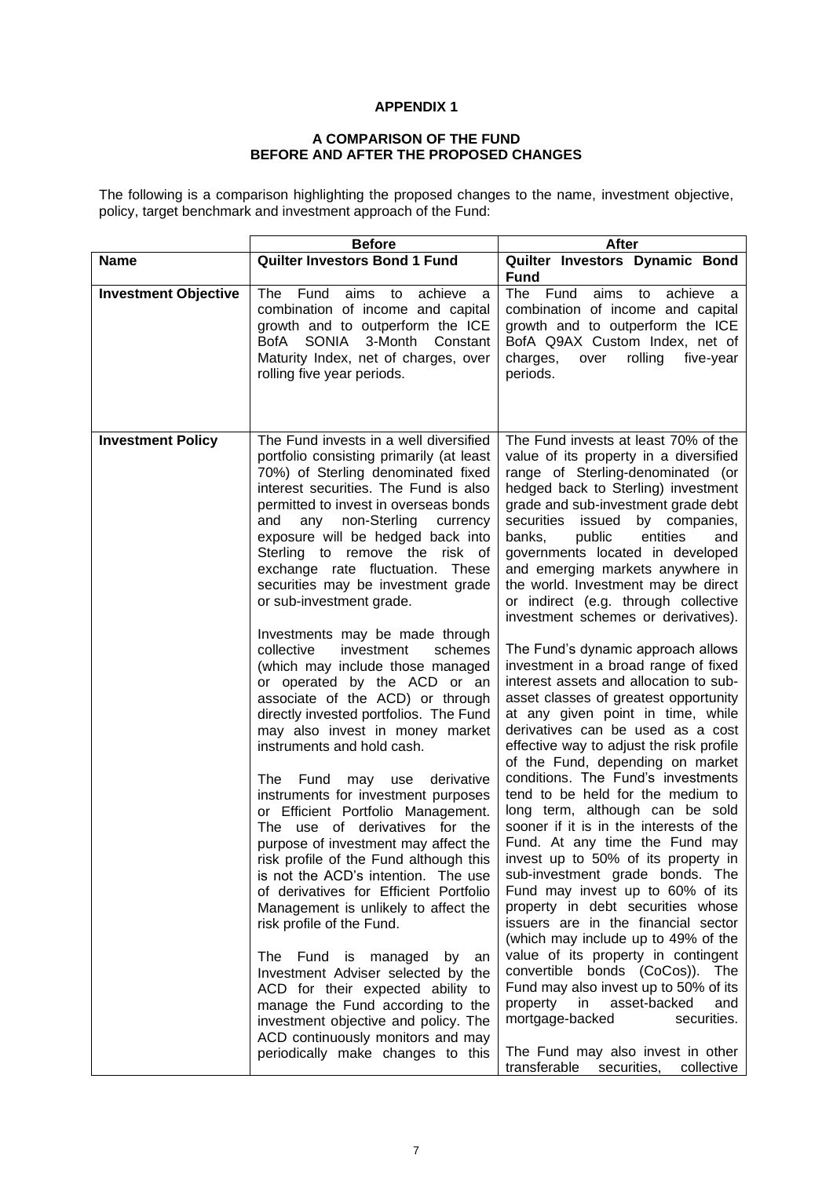**APPENDIX 1**

**A COMPARISON OF THE FUND BEFORE AND AFTER THE PROPOSED CHANGES**

The following is a comparison highlighting the proposed changes to the name, investment objective, policy, target benchmark and investment approach of the Fund:

| | **Before** | **After** |
|---|---|---|
| **Name** | **Quilter Investors Bond 1 Fund** | **Quilter Investors Dynamic Bond Fund** |
| **Investment Objective** | The Fund aims to achieve a combination of income and capital growth and to outperform the ICE BofA SONIA 3-Month Constant Maturity Index, net of charges, over rolling five year periods. | The Fund aims to achieve a combination of income and capital growth and to outperform the ICE BofA Q9AX Custom Index, net of charges, over rolling five-year periods. |
| **Investment Policy** | The Fund invests in a well diversified portfolio consisting primarily (at least 70%) of Sterling denominated fixed interest securities. The Fund is also permitted to invest in overseas bonds and any non-Sterling currency exposure will be hedged back into Sterling to remove the risk of exchange rate fluctuation. These securities may be investment grade or sub-investment grade.<br><br>Investments may be made through collective investment schemes (which may include those managed or operated by the ACD or an associate of the ACD) or through directly invested portfolios. The Fund may also invest in money market instruments and hold cash.<br><br>The Fund may use derivative instruments for investment purposes or Efficient Portfolio Management. The use of derivatives for the purpose of investment may affect the risk profile of the Fund although this is not the ACD's intention. The use of derivatives for Efficient Portfolio Management is unlikely to affect the risk profile of the Fund.<br><br>The Fund is managed by an Investment Adviser selected by the ACD for their expected ability to manage the Fund according to the investment objective and policy. The ACD continuously monitors and may periodically make changes to this | The Fund invests at least 70% of the value of its property in a diversified range of Sterling-denominated (or hedged back to Sterling) investment grade and sub-investment grade debt securities issued by companies, banks, public entities and governments located in developed and emerging markets anywhere in the world. Investment may be direct or indirect (e.g. through collective investment schemes or derivatives).<br><br>The Fund's dynamic approach allows investment in a broad range of fixed interest assets and allocation to sub-asset classes of greatest opportunity at any given point in time, while derivatives can be used as a cost effective way to adjust the risk profile of the Fund, depending on market conditions. The Fund's investments tend to be held for the medium to long term, although can be sold sooner if it is in the interests of the Fund. At any time the Fund may invest up to 50% of its property in sub-investment grade bonds. The Fund may invest up to 60% of its property in debt securities whose issuers are in the financial sector (which may include up to 49% of the value of its property in contingent convertible bonds (CoCos)). The Fund may also invest up to 50% of its property in asset-backed and mortgage-backed securities.<br><br>The Fund may also invest in other transferable securities, collective |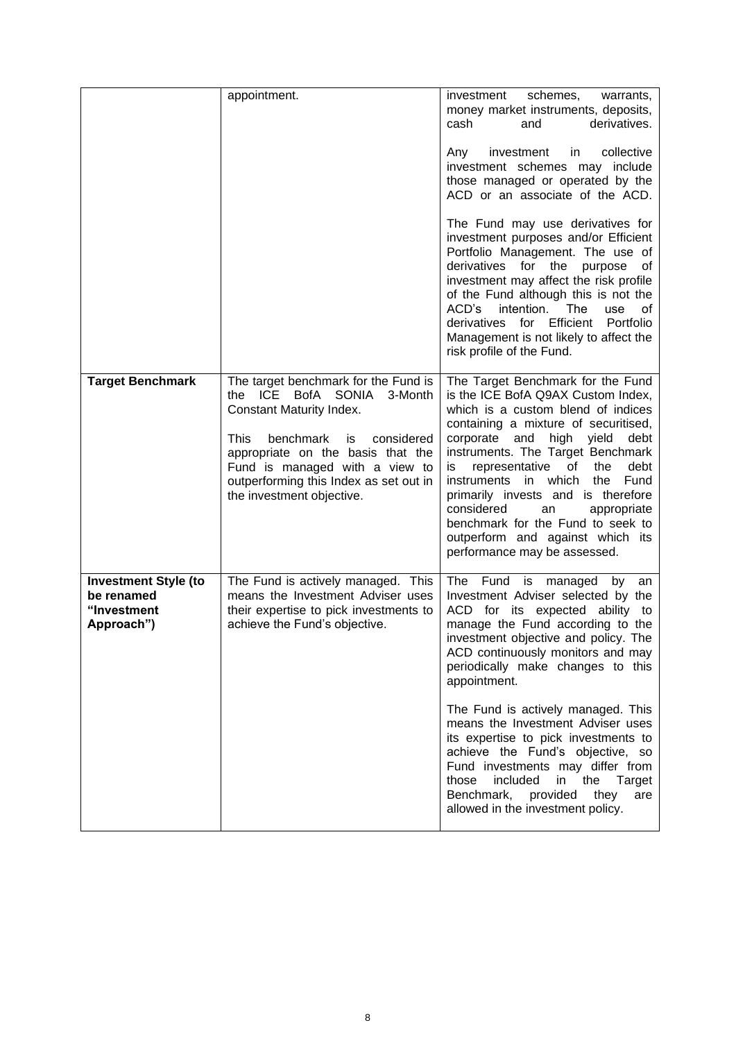| | | |
|---|---|---|
| | appointment. | investment schemes, warrants, money market instruments, deposits, cash and derivatives.<br><br>Any investment in collective investment schemes may include those managed or operated by the ACD or an associate of the ACD.<br><br>The Fund may use derivatives for investment purposes and/or Efficient Portfolio Management. The use of derivatives for the purpose of investment may affect the risk profile of the Fund although this is not the ACD's intention. The use of derivatives for Efficient Portfolio Management is not likely to affect the risk profile of the Fund. |
| **Target Benchmark** | The target benchmark for the Fund is the ICE BofA SONIA 3-Month Constant Maturity Index.<br><br>This benchmark is considered appropriate on the basis that the Fund is managed with a view to outperforming this Index as set out in the investment objective. | The Target Benchmark for the Fund is the ICE BofA Q9AX Custom Index, which is a custom blend of indices containing a mixture of securitised, corporate and high yield debt instruments. The Target Benchmark is representative of the debt instruments in which the Fund primarily invests and is therefore considered an appropriate benchmark for the Fund to seek to outperform and against which its performance may be assessed. |
| **Investment Style (to be renamed "Investment Approach")** | The Fund is actively managed. This means the Investment Adviser uses their expertise to pick investments to achieve the Fund's objective. | The Fund is managed by an Investment Adviser selected by the ACD for its expected ability to manage the Fund according to the investment objective and policy. The ACD continuously monitors and may periodically make changes to this appointment.<br><br>The Fund is actively managed. This means the Investment Adviser uses its expertise to pick investments to achieve the Fund's objective, so Fund investments may differ from those included in the Target Benchmark, provided they are allowed in the investment policy. |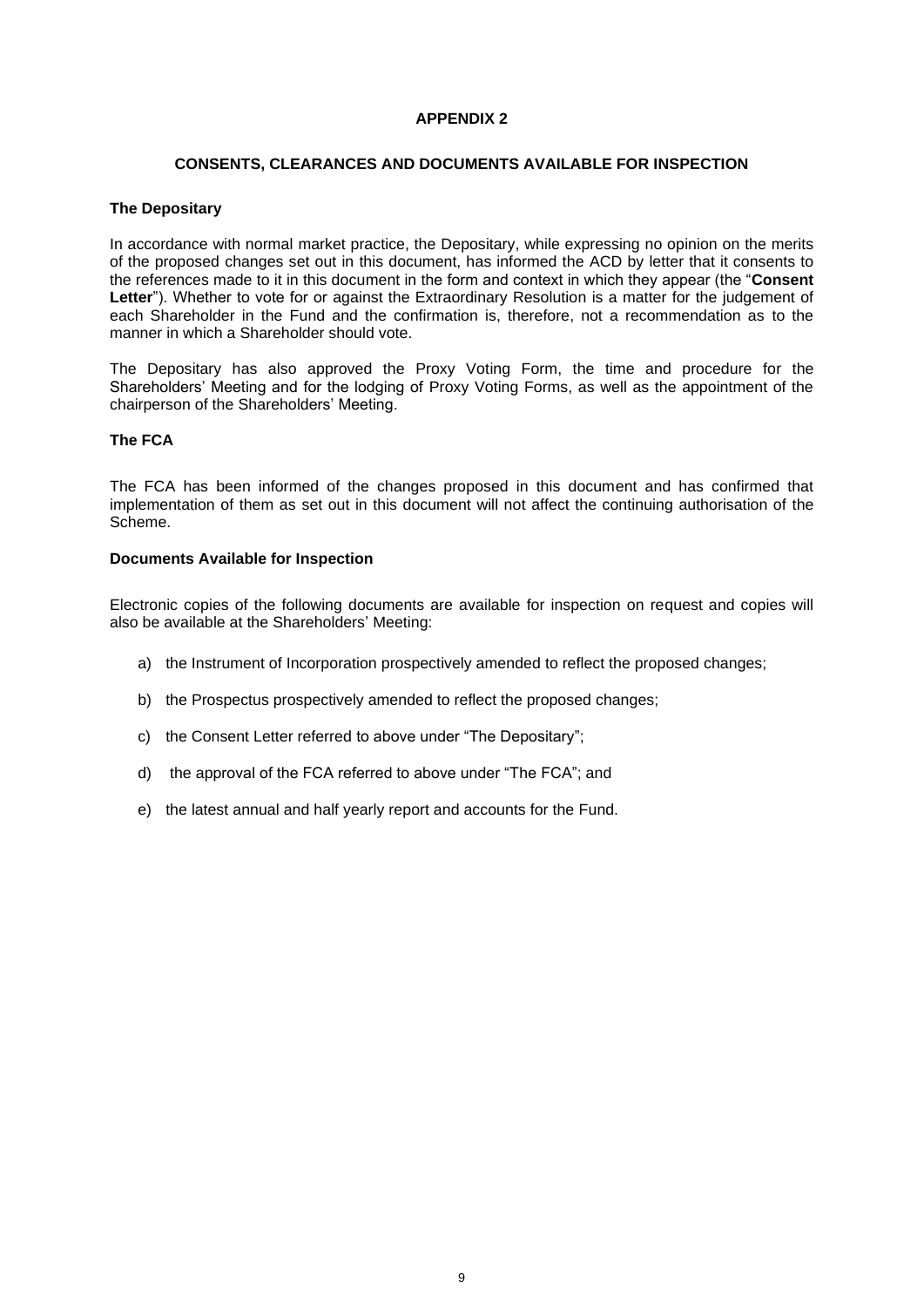## APPENDIX 2

### CONSENTS, CLEARANCES AND DOCUMENTS AVAILABLE FOR INSPECTION

**The Depositary**

In accordance with normal market practice, the Depositary, while expressing no opinion on the merits of the proposed changes set out in this document, has informed the ACD by letter that it consents to the references made to it in this document in the form and context in which they appear (the "**Consent Letter**"). Whether to vote for or against the Extraordinary Resolution is a matter for the judgement of each Shareholder in the Fund and the confirmation is, therefore, not a recommendation as to the manner in which a Shareholder should vote.

The Depositary has also approved the Proxy Voting Form, the time and procedure for the Shareholders' Meeting and for the lodging of Proxy Voting Forms, as well as the appointment of the chairperson of the Shareholders' Meeting.

**The FCA**

The FCA has been informed of the changes proposed in this document and has confirmed that implementation of them as set out in this document will not affect the continuing authorisation of the Scheme.

**Documents Available for Inspection**

Electronic copies of the following documents are available for inspection on request and copies will also be available at the Shareholders' Meeting:

a) the Instrument of Incorporation prospectively amended to reflect the proposed changes;

b) the Prospectus prospectively amended to reflect the proposed changes;

c) the Consent Letter referred to above under "The Depositary";

d) the approval of the FCA referred to above under "The FCA"; and

e) the latest annual and half yearly report and accounts for the Fund.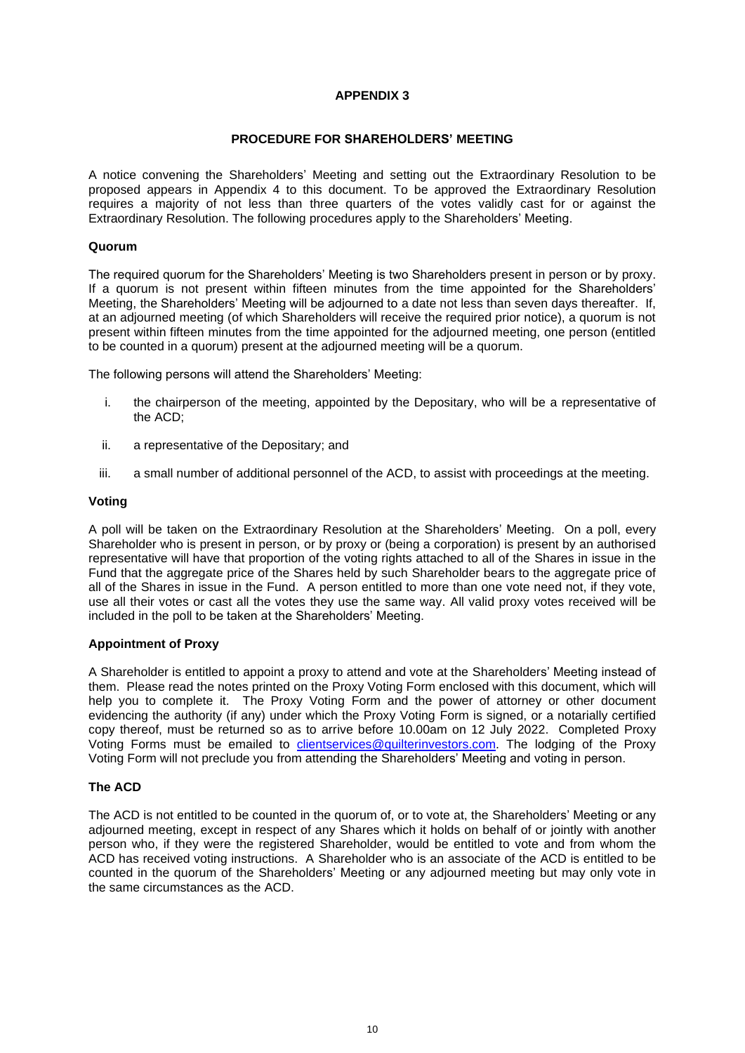# APPENDIX 3

## PROCEDURE FOR SHAREHOLDERS' MEETING

A notice convening the Shareholders' Meeting and setting out the Extraordinary Resolution to be proposed appears in Appendix 4 to this document. To be approved the Extraordinary Resolution requires a majority of not less than three quarters of the votes validly cast for or against the Extraordinary Resolution. The following procedures apply to the Shareholders' Meeting.

### Quorum

The required quorum for the Shareholders' Meeting is two Shareholders present in person or by proxy. If a quorum is not present within fifteen minutes from the time appointed for the Shareholders' Meeting, the Shareholders' Meeting will be adjourned to a date not less than seven days thereafter. If, at an adjourned meeting (of which Shareholders will receive the required prior notice), a quorum is not present within fifteen minutes from the time appointed for the adjourned meeting, one person (entitled to be counted in a quorum) present at the adjourned meeting will be a quorum.

The following persons will attend the Shareholders' Meeting:

i. the chairperson of the meeting, appointed by the Depositary, who will be a representative of the ACD;

ii. a representative of the Depositary; and

iii. a small number of additional personnel of the ACD, to assist with proceedings at the meeting.

### Voting

A poll will be taken on the Extraordinary Resolution at the Shareholders' Meeting. On a poll, every Shareholder who is present in person, or by proxy or (being a corporation) is present by an authorised representative will have that proportion of the voting rights attached to all of the Shares in issue in the Fund that the aggregate price of the Shares held by such Shareholder bears to the aggregate price of all of the Shares in issue in the Fund. A person entitled to more than one vote need not, if they vote, use all their votes or cast all the votes they use the same way. All valid proxy votes received will be included in the poll to be taken at the Shareholders' Meeting.

### Appointment of Proxy

A Shareholder is entitled to appoint a proxy to attend and vote at the Shareholders' Meeting instead of them. Please read the notes printed on the Proxy Voting Form enclosed with this document, which will help you to complete it. The Proxy Voting Form and the power of attorney or other document evidencing the authority (if any) under which the Proxy Voting Form is signed, or a notarially certified copy thereof, must be returned so as to arrive before 10.00am on 12 July 2022. Completed Proxy Voting Forms must be emailed to clientservices@quilterinvestors.com. The lodging of the Proxy Voting Form will not preclude you from attending the Shareholders' Meeting and voting in person.

### The ACD

The ACD is not entitled to be counted in the quorum of, or to vote at, the Shareholders' Meeting or any adjourned meeting, except in respect of any Shares which it holds on behalf of or jointly with another person who, if they were the registered Shareholder, would be entitled to vote and from whom the ACD has received voting instructions. A Shareholder who is an associate of the ACD is entitled to be counted in the quorum of the Shareholders' Meeting or any adjourned meeting but may only vote in the same circumstances as the ACD.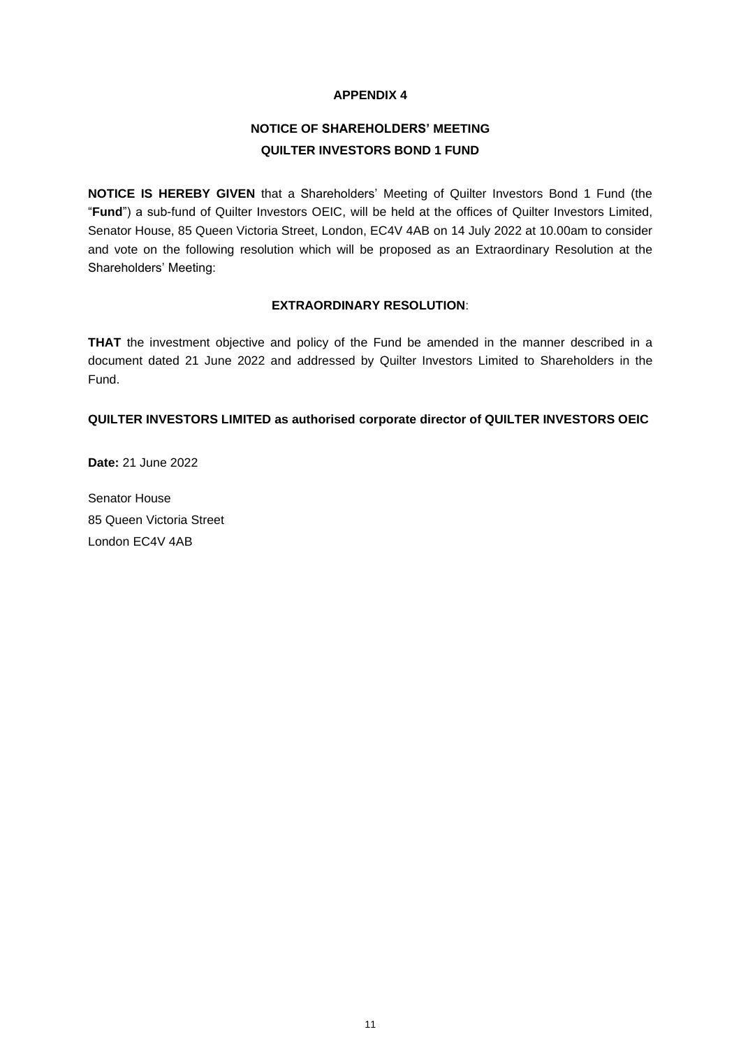# APPENDIX 4

## NOTICE OF SHAREHOLDERS' MEETING

## QUILTER INVESTORS BOND 1 FUND

**NOTICE IS HEREBY GIVEN** that a Shareholders' Meeting of Quilter Investors Bond 1 Fund (the "**Fund**") a sub-fund of Quilter Investors OEIC, will be held at the offices of Quilter Investors Limited, Senator House, 85 Queen Victoria Street, London, EC4V 4AB on 14 July 2022 at 10.00am to consider and vote on the following resolution which will be proposed as an Extraordinary Resolution at the Shareholders' Meeting:

**EXTRAORDINARY RESOLUTION**:

**THAT** the investment objective and policy of the Fund be amended in the manner described in a document dated 21 June 2022 and addressed by Quilter Investors Limited to Shareholders in the Fund.

**QUILTER INVESTORS LIMITED as authorised corporate director of QUILTER INVESTORS OEIC**

**Date:** 21 June 2022

Senator House
85 Queen Victoria Street
London EC4V 4AB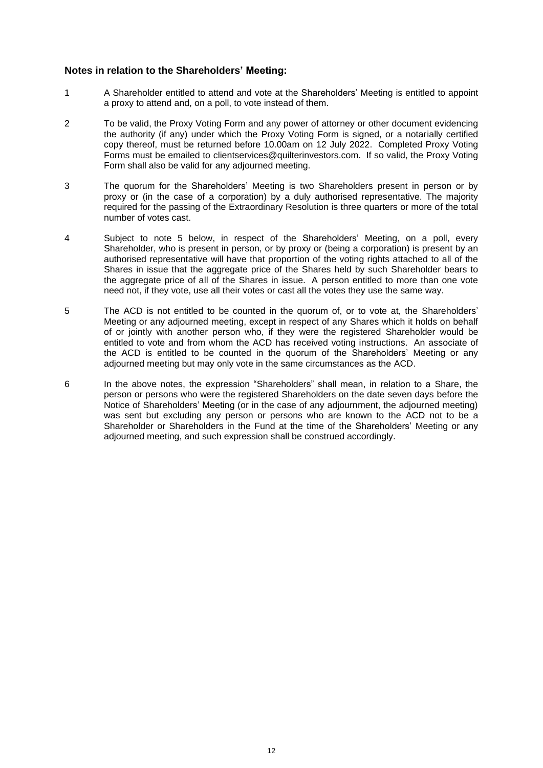### Notes in relation to the Shareholders' Meeting:

1. A Shareholder entitled to attend and vote at the Shareholders' Meeting is entitled to appoint a proxy to attend and, on a poll, to vote instead of them.

2. To be valid, the Proxy Voting Form and any power of attorney or other document evidencing the authority (if any) under which the Proxy Voting Form is signed, or a notarially certified copy thereof, must be returned before 10.00am on 12 July 2022. Completed Proxy Voting Forms must be emailed to clientservices@quilterinvestors.com. If so valid, the Proxy Voting Form shall also be valid for any adjourned meeting.

3. The quorum for the Shareholders' Meeting is two Shareholders present in person or by proxy or (in the case of a corporation) by a duly authorised representative. The majority required for the passing of the Extraordinary Resolution is three quarters or more of the total number of votes cast.

4. Subject to note 5 below, in respect of the Shareholders' Meeting, on a poll, every Shareholder, who is present in person, or by proxy or (being a corporation) is present by an authorised representative will have that proportion of the voting rights attached to all of the Shares in issue that the aggregate price of the Shares held by such Shareholder bears to the aggregate price of all of the Shares in issue. A person entitled to more than one vote need not, if they vote, use all their votes or cast all the votes they use the same way.

5. The ACD is not entitled to be counted in the quorum of, or to vote at, the Shareholders' Meeting or any adjourned meeting, except in respect of any Shares which it holds on behalf of or jointly with another person who, if they were the registered Shareholder would be entitled to vote and from whom the ACD has received voting instructions. An associate of the ACD is entitled to be counted in the quorum of the Shareholders' Meeting or any adjourned meeting but may only vote in the same circumstances as the ACD.

6. In the above notes, the expression "Shareholders" shall mean, in relation to a Share, the person or persons who were the registered Shareholders on the date seven days before the Notice of Shareholders' Meeting (or in the case of any adjournment, the adjourned meeting) was sent but excluding any person or persons who are known to the ACD not to be a Shareholder or Shareholders in the Fund at the time of the Shareholders' Meeting or any adjourned meeting, and such expression shall be construed accordingly.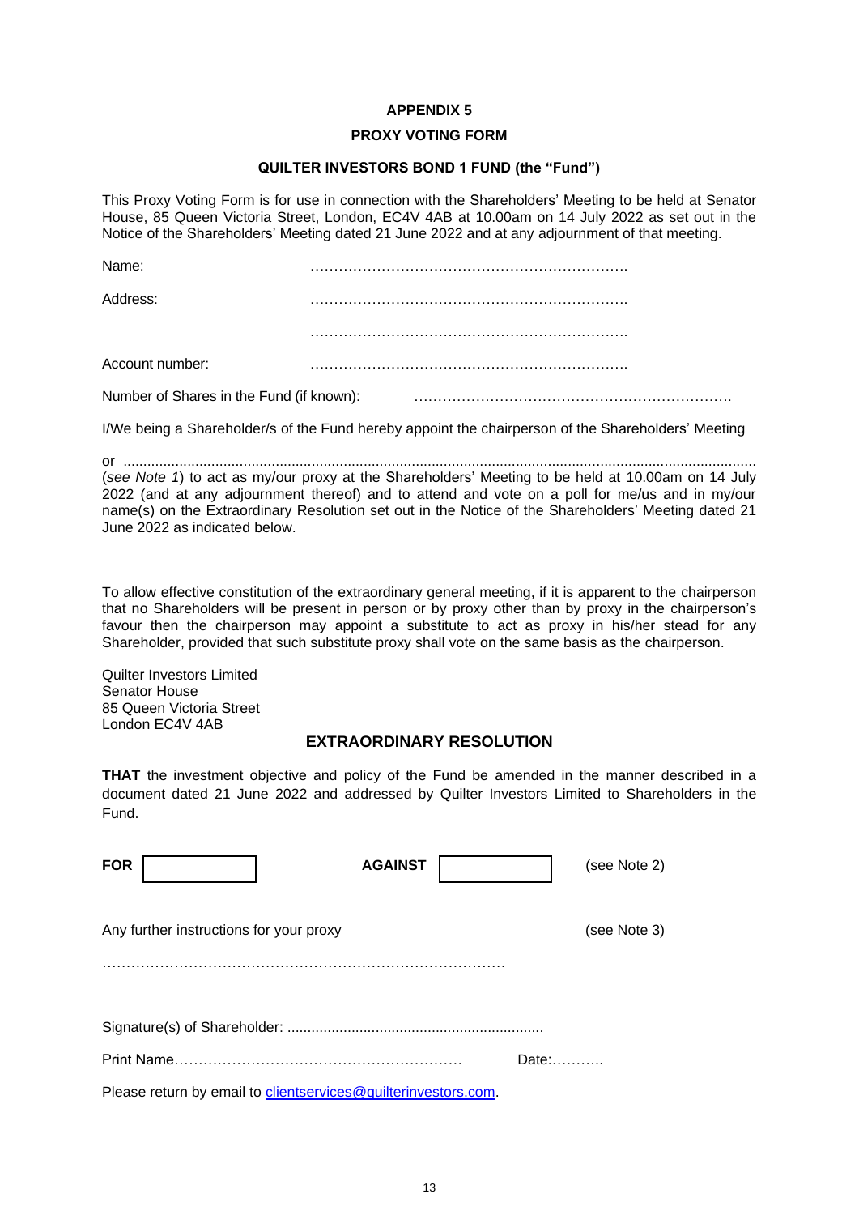**APPENDIX 5**

**PROXY VOTING FORM**

**QUILTER INVESTORS BOND 1 FUND (the "Fund")**

This Proxy Voting Form is for use in connection with the Shareholders' Meeting to be held at Senator House, 85 Queen Victoria Street, London, EC4V 4AB at 10.00am on 14 July 2022 as set out in the Notice of the Shareholders' Meeting dated 21 June 2022 and at any adjournment of that meeting.

Name: ………………………………………………………….

Address: ………………………………………………………….

………………………………………………………….

Account number: ………………………………………………………….

Number of Shares in the Fund (if known): ………………………………………………………….

I/We being a Shareholder/s of the Fund hereby appoint the chairperson of the Shareholders' Meeting

or ..........................................................................................................................................................
(*see Note 1*) to act as my/our proxy at the Shareholders' Meeting to be held at 10.00am on 14 July 2022 (and at any adjournment thereof) and to attend and vote on a poll for me/us and in my/our name(s) on the Extraordinary Resolution set out in the Notice of the Shareholders' Meeting dated 21 June 2022 as indicated below.

To allow effective constitution of the extraordinary general meeting, if it is apparent to the chairperson that no Shareholders will be present in person or by proxy other than by proxy in the chairperson's favour then the chairperson may appoint a substitute to act as proxy in his/her stead for any Shareholder, provided that such substitute proxy shall vote on the same basis as the chairperson.

Quilter Investors Limited
Senator House
85 Queen Victoria Street
London EC4V 4AB

## EXTRAORDINARY RESOLUTION

**THAT** the investment objective and policy of the Fund be amended in the manner described in a document dated 21 June 2022 and addressed by Quilter Investors Limited to Shareholders in the Fund.

**FOR** [ ] **AGAINST** [ ] (see Note 2)

Any further instructions for your proxy (see Note 3)

…………………………………………………………………………

Signature(s) of Shareholder: ...............................................................

Print Name…………………………………………………… Date:………..

Please return by email to clientservices@quilterinvestors.com.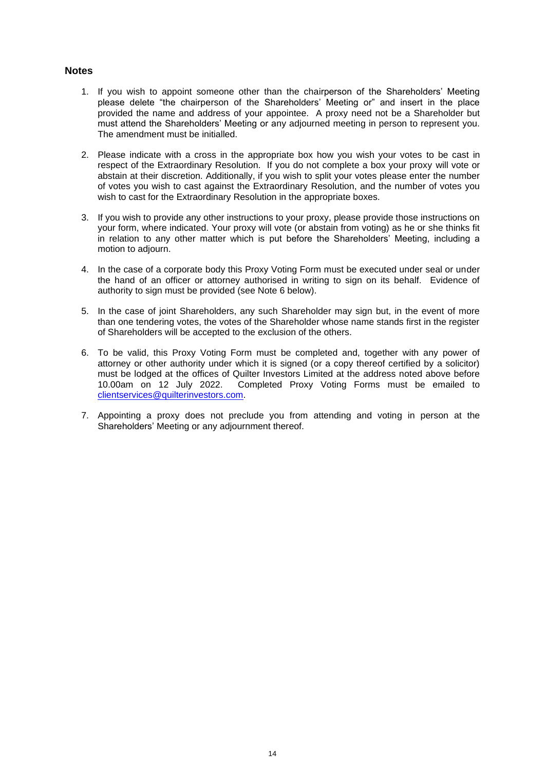## Notes

1. If you wish to appoint someone other than the chairperson of the Shareholders' Meeting please delete "the chairperson of the Shareholders' Meeting or" and insert in the place provided the name and address of your appointee. A proxy need not be a Shareholder but must attend the Shareholders' Meeting or any adjourned meeting in person to represent you. The amendment must be initialled.

2. Please indicate with a cross in the appropriate box how you wish your votes to be cast in respect of the Extraordinary Resolution. If you do not complete a box your proxy will vote or abstain at their discretion. Additionally, if you wish to split your votes please enter the number of votes you wish to cast against the Extraordinary Resolution, and the number of votes you wish to cast for the Extraordinary Resolution in the appropriate boxes.

3. If you wish to provide any other instructions to your proxy, please provide those instructions on your form, where indicated. Your proxy will vote (or abstain from voting) as he or she thinks fit in relation to any other matter which is put before the Shareholders' Meeting, including a motion to adjourn.

4. In the case of a corporate body this Proxy Voting Form must be executed under seal or under the hand of an officer or attorney authorised in writing to sign on its behalf. Evidence of authority to sign must be provided (see Note 6 below).

5. In the case of joint Shareholders, any such Shareholder may sign but, in the event of more than one tendering votes, the votes of the Shareholder whose name stands first in the register of Shareholders will be accepted to the exclusion of the others.

6. To be valid, this Proxy Voting Form must be completed and, together with any power of attorney or other authority under which it is signed (or a copy thereof certified by a solicitor) must be lodged at the offices of Quilter Investors Limited at the address noted above before 10.00am on 12 July 2022. Completed Proxy Voting Forms must be emailed to clientservices@quilterinvestors.com.

7. Appointing a proxy does not preclude you from attending and voting in person at the Shareholders' Meeting or any adjournment thereof.